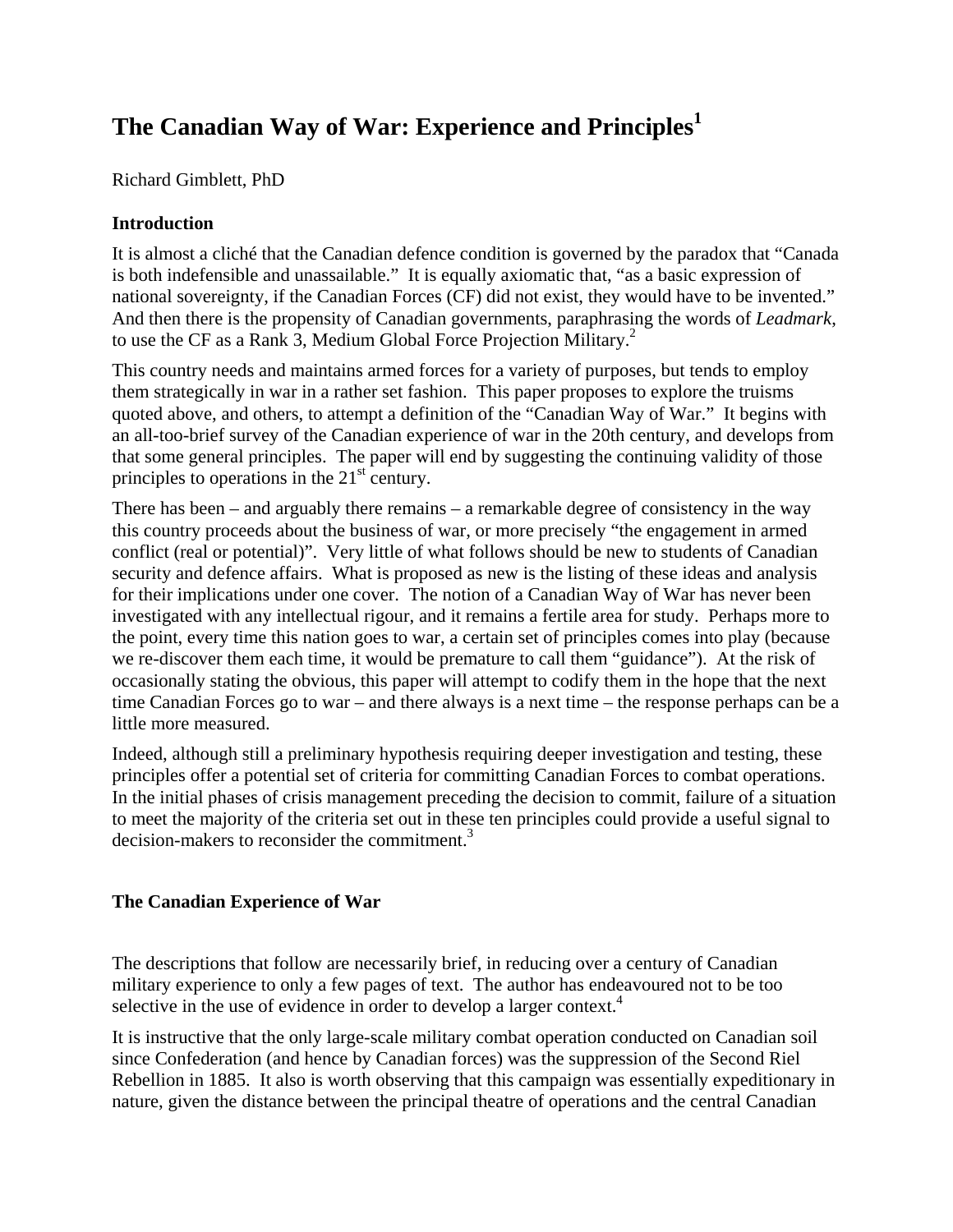# The Canadian Way of War: Experience and Principles[1]

Richard Gimblett, PhD

## Introduction

It is almost a cliché that the Canadian defence condition is governed by the paradox that "Canada is both indefensible and unassailable." It is equally axiomatic that, "as a basic expression of national sovereignty, if the Canadian Forces (CF) did not exist, they would have to be invented." And then there is the propensity of Canadian governments, paraphrasing the words of *Leadmark*, to use the CF as a Rank 3, Medium Global Force Projection Military.[2]

This country needs and maintains armed forces for a variety of purposes, but tends to employ them strategically in war in a rather set fashion. This paper proposes to explore the truisms quoted above, and others, to attempt a definition of the "Canadian Way of War." It begins with an all-too-brief survey of the Canadian experience of war in the 20th century, and develops from that some general principles. The paper will end by suggesting the continuing validity of those principles to operations in the 21st century.

There has been – and arguably there remains – a remarkable degree of consistency in the way this country proceeds about the business of war, or more precisely "the engagement in armed conflict (real or potential)". Very little of what follows should be new to students of Canadian security and defence affairs. What is proposed as new is the listing of these ideas and analysis for their implications under one cover. The notion of a Canadian Way of War has never been investigated with any intellectual rigour, and it remains a fertile area for study. Perhaps more to the point, every time this nation goes to war, a certain set of principles comes into play (because we re-discover them each time, it would be premature to call them "guidance"). At the risk of occasionally stating the obvious, this paper will attempt to codify them in the hope that the next time Canadian Forces go to war – and there always is a next time – the response perhaps can be a little more measured.

Indeed, although still a preliminary hypothesis requiring deeper investigation and testing, these principles offer a potential set of criteria for committing Canadian Forces to combat operations. In the initial phases of crisis management preceding the decision to commit, failure of a situation to meet the majority of the criteria set out in these ten principles could provide a useful signal to decision-makers to reconsider the commitment.[3]

## The Canadian Experience of War

The descriptions that follow are necessarily brief, in reducing over a century of Canadian military experience to only a few pages of text. The author has endeavoured not to be too selective in the use of evidence in order to develop a larger context.[4]

It is instructive that the only large-scale military combat operation conducted on Canadian soil since Confederation (and hence by Canadian forces) was the suppression of the Second Riel Rebellion in 1885. It also is worth observing that this campaign was essentially expeditionary in nature, given the distance between the principal theatre of operations and the central Canadian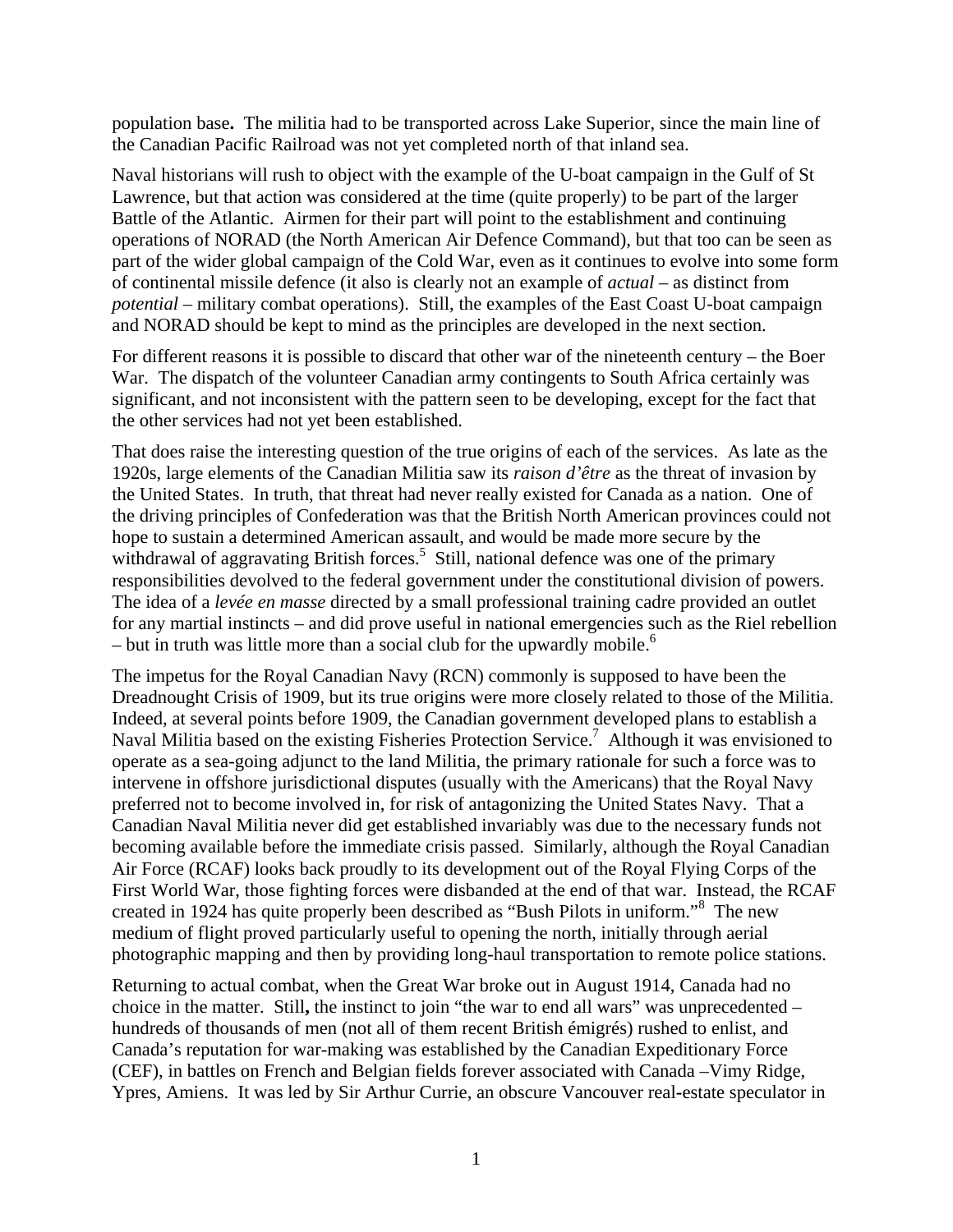population base**.** The militia had to be transported across Lake Superior, since the main line of the Canadian Pacific Railroad was not yet completed north of that inland sea.

Naval historians will rush to object with the example of the U-boat campaign in the Gulf of St Lawrence, but that action was considered at the time (quite properly) to be part of the larger Battle of the Atlantic. Airmen for their part will point to the establishment and continuing operations of NORAD (the North American Air Defence Command), but that too can be seen as part of the wider global campaign of the Cold War, even as it continues to evolve into some form of continental missile defence (it also is clearly not an example of *actual* – as distinct from *potential* – military combat operations). Still, the examples of the East Coast U-boat campaign and NORAD should be kept to mind as the principles are developed in the next section.

For different reasons it is possible to discard that other war of the nineteenth century – the Boer War. The dispatch of the volunteer Canadian army contingents to South Africa certainly was significant, and not inconsistent with the pattern seen to be developing, except for the fact that the other services had not yet been established.

That does raise the interesting question of the true origins of each of the services. As late as the 1920s, large elements of the Canadian Militia saw its *raison d'être* as the threat of invasion by the United States. In truth, that threat had never really existed for Canada as a nation. One of the driving principles of Confederation was that the British North American provinces could not hope to sustain a determined American assault, and would be made more secure by the withdrawal of aggravating British forces.[5] Still, national defence was one of the primary responsibilities devolved to the federal government under the constitutional division of powers. The idea of a *levée en masse* directed by a small professional training cadre provided an outlet for any martial instincts – and did prove useful in national emergencies such as the Riel rebellion – but in truth was little more than a social club for the upwardly mobile.[6]

The impetus for the Royal Canadian Navy (RCN) commonly is supposed to have been the Dreadnought Crisis of 1909, but its true origins were more closely related to those of the Militia. Indeed, at several points before 1909, the Canadian government developed plans to establish a Naval Militia based on the existing Fisheries Protection Service.[7] Although it was envisioned to operate as a sea-going adjunct to the land Militia, the primary rationale for such a force was to intervene in offshore jurisdictional disputes (usually with the Americans) that the Royal Navy preferred not to become involved in, for risk of antagonizing the United States Navy. That a Canadian Naval Militia never did get established invariably was due to the necessary funds not becoming available before the immediate crisis passed. Similarly, although the Royal Canadian Air Force (RCAF) looks back proudly to its development out of the Royal Flying Corps of the First World War, those fighting forces were disbanded at the end of that war. Instead, the RCAF created in 1924 has quite properly been described as "Bush Pilots in uniform."[8] The new medium of flight proved particularly useful to opening the north, initially through aerial photographic mapping and then by providing long-haul transportation to remote police stations.

Returning to actual combat, when the Great War broke out in August 1914, Canada had no choice in the matter. Still**,** the instinct to join "the war to end all wars" was unprecedented – hundreds of thousands of men (not all of them recent British émigrés) rushed to enlist, and Canada's reputation for war-making was established by the Canadian Expeditionary Force (CEF), in battles on French and Belgian fields forever associated with Canada –Vimy Ridge, Ypres, Amiens. It was led by Sir Arthur Currie, an obscure Vancouver real-estate speculator in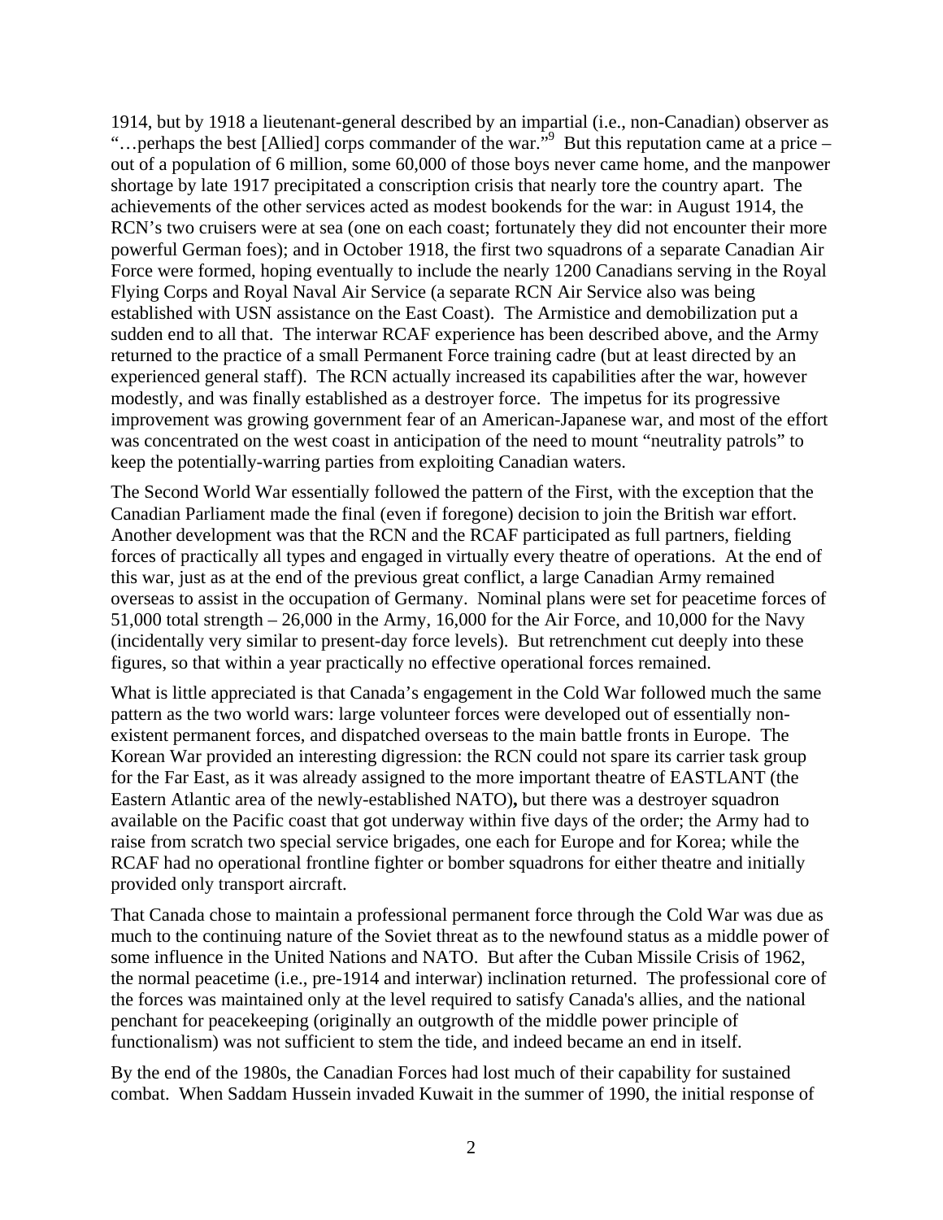1914, but by 1918 a lieutenant-general described by an impartial (i.e., non-Canadian) observer as "…perhaps the best [Allied] corps commander of the war."[9] But this reputation came at a price – out of a population of 6 million, some 60,000 of those boys never came home, and the manpower shortage by late 1917 precipitated a conscription crisis that nearly tore the country apart. The achievements of the other services acted as modest bookends for the war: in August 1914, the RCN's two cruisers were at sea (one on each coast; fortunately they did not encounter their more powerful German foes); and in October 1918, the first two squadrons of a separate Canadian Air Force were formed, hoping eventually to include the nearly 1200 Canadians serving in the Royal Flying Corps and Royal Naval Air Service (a separate RCN Air Service also was being established with USN assistance on the East Coast). The Armistice and demobilization put a sudden end to all that. The interwar RCAF experience has been described above, and the Army returned to the practice of a small Permanent Force training cadre (but at least directed by an experienced general staff). The RCN actually increased its capabilities after the war, however modestly, and was finally established as a destroyer force. The impetus for its progressive improvement was growing government fear of an American-Japanese war, and most of the effort was concentrated on the west coast in anticipation of the need to mount "neutrality patrols" to keep the potentially-warring parties from exploiting Canadian waters.

The Second World War essentially followed the pattern of the First, with the exception that the Canadian Parliament made the final (even if foregone) decision to join the British war effort. Another development was that the RCN and the RCAF participated as full partners, fielding forces of practically all types and engaged in virtually every theatre of operations. At the end of this war, just as at the end of the previous great conflict, a large Canadian Army remained overseas to assist in the occupation of Germany. Nominal plans were set for peacetime forces of 51,000 total strength – 26,000 in the Army, 16,000 for the Air Force, and 10,000 for the Navy (incidentally very similar to present-day force levels). But retrenchment cut deeply into these figures, so that within a year practically no effective operational forces remained.

What is little appreciated is that Canada's engagement in the Cold War followed much the same pattern as the two world wars: large volunteer forces were developed out of essentially non-existent permanent forces, and dispatched overseas to the main battle fronts in Europe. The Korean War provided an interesting digression: the RCN could not spare its carrier task group for the Far East, as it was already assigned to the more important theatre of EASTLANT (the Eastern Atlantic area of the newly-established NATO), but there was a destroyer squadron available on the Pacific coast that got underway within five days of the order; the Army had to raise from scratch two special service brigades, one each for Europe and for Korea; while the RCAF had no operational frontline fighter or bomber squadrons for either theatre and initially provided only transport aircraft.

That Canada chose to maintain a professional permanent force through the Cold War was due as much to the continuing nature of the Soviet threat as to the newfound status as a middle power of some influence in the United Nations and NATO. But after the Cuban Missile Crisis of 1962, the normal peacetime (i.e., pre-1914 and interwar) inclination returned. The professional core of the forces was maintained only at the level required to satisfy Canada's allies, and the national penchant for peacekeeping (originally an outgrowth of the middle power principle of functionalism) was not sufficient to stem the tide, and indeed became an end in itself.

By the end of the 1980s, the Canadian Forces had lost much of their capability for sustained combat. When Saddam Hussein invaded Kuwait in the summer of 1990, the initial response of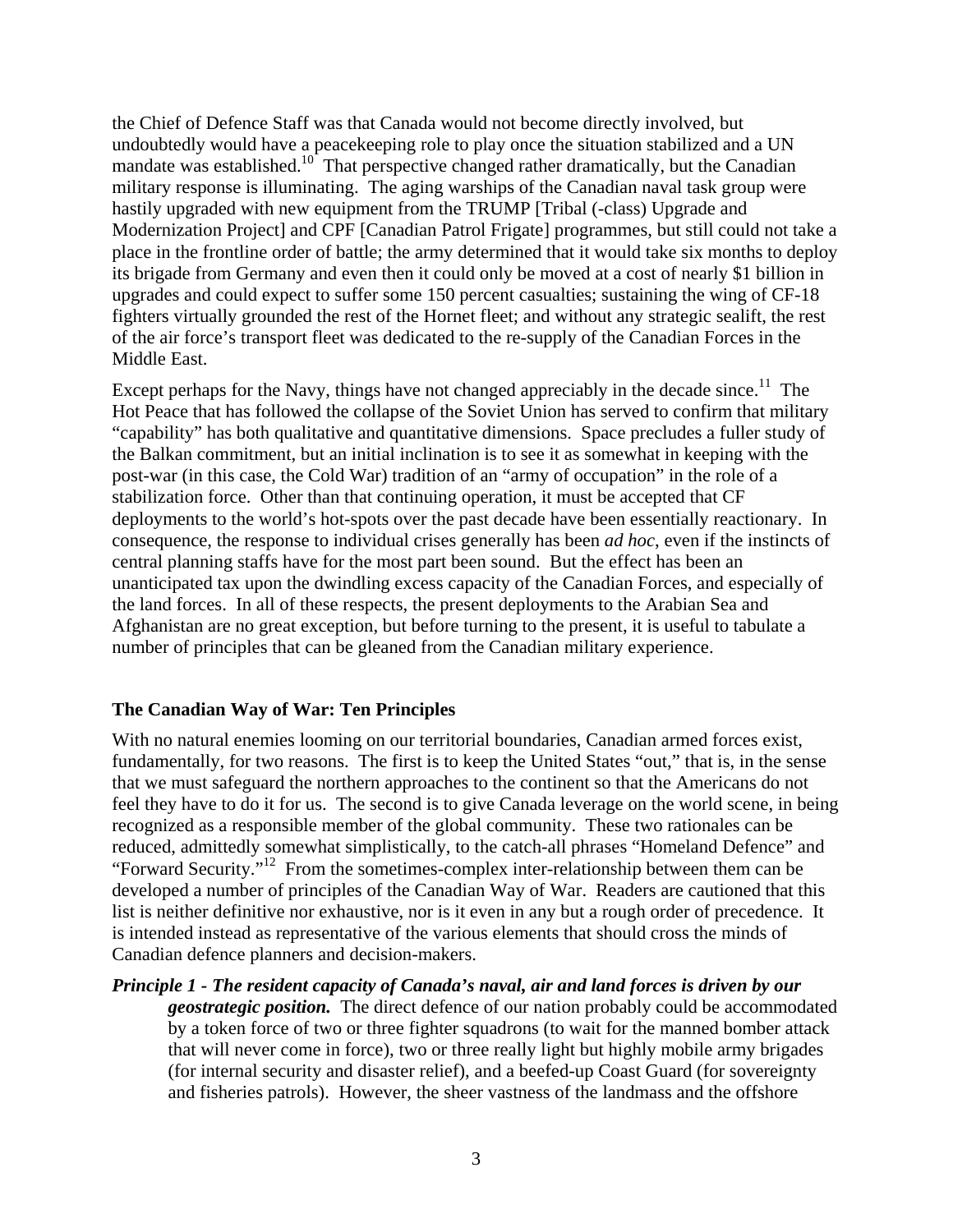the Chief of Defence Staff was that Canada would not become directly involved, but undoubtedly would have a peacekeeping role to play once the situation stabilized and a UN mandate was established.[10] That perspective changed rather dramatically, but the Canadian military response is illuminating. The aging warships of the Canadian naval task group were hastily upgraded with new equipment from the TRUMP [Tribal (-class) Upgrade and Modernization Project] and CPF [Canadian Patrol Frigate] programmes, but still could not take a place in the frontline order of battle; the army determined that it would take six months to deploy its brigade from Germany and even then it could only be moved at a cost of nearly $1 billion in upgrades and could expect to suffer some 150 percent casualties; sustaining the wing of CF-18 fighters virtually grounded the rest of the Hornet fleet; and without any strategic sealift, the rest of the air force's transport fleet was dedicated to the re-supply of the Canadian Forces in the Middle East.

Except perhaps for the Navy, things have not changed appreciably in the decade since.[11] The Hot Peace that has followed the collapse of the Soviet Union has served to confirm that military "capability" has both qualitative and quantitative dimensions. Space precludes a fuller study of the Balkan commitment, but an initial inclination is to see it as somewhat in keeping with the post-war (in this case, the Cold War) tradition of an "army of occupation" in the role of a stabilization force. Other than that continuing operation, it must be accepted that CF deployments to the world's hot-spots over the past decade have been essentially reactionary. In consequence, the response to individual crises generally has been *ad hoc*, even if the instincts of central planning staffs have for the most part been sound. But the effect has been an unanticipated tax upon the dwindling excess capacity of the Canadian Forces, and especially of the land forces. In all of these respects, the present deployments to the Arabian Sea and Afghanistan are no great exception, but before turning to the present, it is useful to tabulate a number of principles that can be gleaned from the Canadian military experience.

## The Canadian Way of War: Ten Principles

With no natural enemies looming on our territorial boundaries, Canadian armed forces exist, fundamentally, for two reasons. The first is to keep the United States "out," that is, in the sense that we must safeguard the northern approaches to the continent so that the Americans do not feel they have to do it for us. The second is to give Canada leverage on the world scene, in being recognized as a responsible member of the global community. These two rationales can be reduced, admittedly somewhat simplistically, to the catch-all phrases "Homeland Defence" and "Forward Security."[12] From the sometimes-complex inter-relationship between them can be developed a number of principles of the Canadian Way of War. Readers are cautioned that this list is neither definitive nor exhaustive, nor is it even in any but a rough order of precedence. It is intended instead as representative of the various elements that should cross the minds of Canadian defence planners and decision-makers.

***Principle 1 - The resident capacity of Canada's naval, air and land forces is driven by our geostrategic position.*** The direct defence of our nation probably could be accommodated by a token force of two or three fighter squadrons (to wait for the manned bomber attack that will never come in force), two or three really light but highly mobile army brigades (for internal security and disaster relief), and a beefed-up Coast Guard (for sovereignty and fisheries patrols). However, the sheer vastness of the landmass and the offshore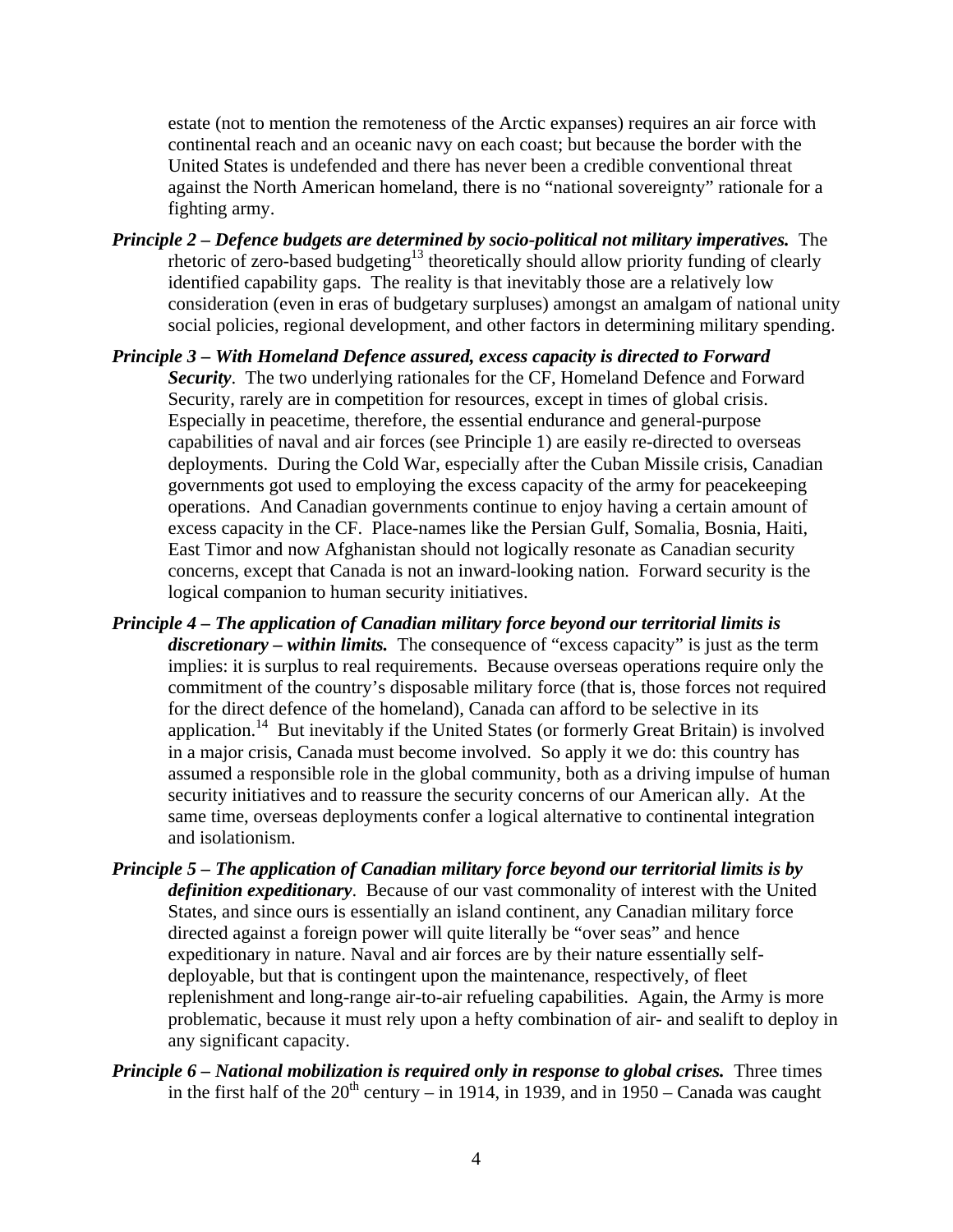estate (not to mention the remoteness of the Arctic expanses) requires an air force with continental reach and an oceanic navy on each coast; but because the border with the United States is undefended and there has never been a credible conventional threat against the North American homeland, there is no "national sovereignty" rationale for a fighting army.

***Principle 2 – Defence budgets are determined by socio-political not military imperatives.*** The rhetoric of zero-based budgeting[13] theoretically should allow priority funding of clearly identified capability gaps. The reality is that inevitably those are a relatively low consideration (even in eras of budgetary surpluses) amongst an amalgam of national unity social policies, regional development, and other factors in determining military spending.

***Principle 3 – With Homeland Defence assured, excess capacity is directed to Forward Security***. The two underlying rationales for the CF, Homeland Defence and Forward Security, rarely are in competition for resources, except in times of global crisis. Especially in peacetime, therefore, the essential endurance and general-purpose capabilities of naval and air forces (see Principle 1) are easily re-directed to overseas deployments. During the Cold War, especially after the Cuban Missile crisis, Canadian governments got used to employing the excess capacity of the army for peacekeeping operations. And Canadian governments continue to enjoy having a certain amount of excess capacity in the CF. Place-names like the Persian Gulf, Somalia, Bosnia, Haiti, East Timor and now Afghanistan should not logically resonate as Canadian security concerns, except that Canada is not an inward-looking nation. Forward security is the logical companion to human security initiatives.

***Principle 4 – The application of Canadian military force beyond our territorial limits is discretionary – within limits.*** The consequence of "excess capacity" is just as the term implies: it is surplus to real requirements. Because overseas operations require only the commitment of the country's disposable military force (that is, those forces not required for the direct defence of the homeland), Canada can afford to be selective in its application.[14] But inevitably if the United States (or formerly Great Britain) is involved in a major crisis, Canada must become involved. So apply it we do: this country has assumed a responsible role in the global community, both as a driving impulse of human security initiatives and to reassure the security concerns of our American ally. At the same time, overseas deployments confer a logical alternative to continental integration and isolationism.

***Principle 5 – The application of Canadian military force beyond our territorial limits is by definition expeditionary***. Because of our vast commonality of interest with the United States, and since ours is essentially an island continent, any Canadian military force directed against a foreign power will quite literally be "over seas" and hence expeditionary in nature. Naval and air forces are by their nature essentially self-deployable, but that is contingent upon the maintenance, respectively, of fleet replenishment and long-range air-to-air refueling capabilities. Again, the Army is more problematic, because it must rely upon a hefty combination of air- and sealift to deploy in any significant capacity.

***Principle 6 – National mobilization is required only in response to global crises.*** Three times in the first half of the 20th century – in 1914, in 1939, and in 1950 – Canada was caught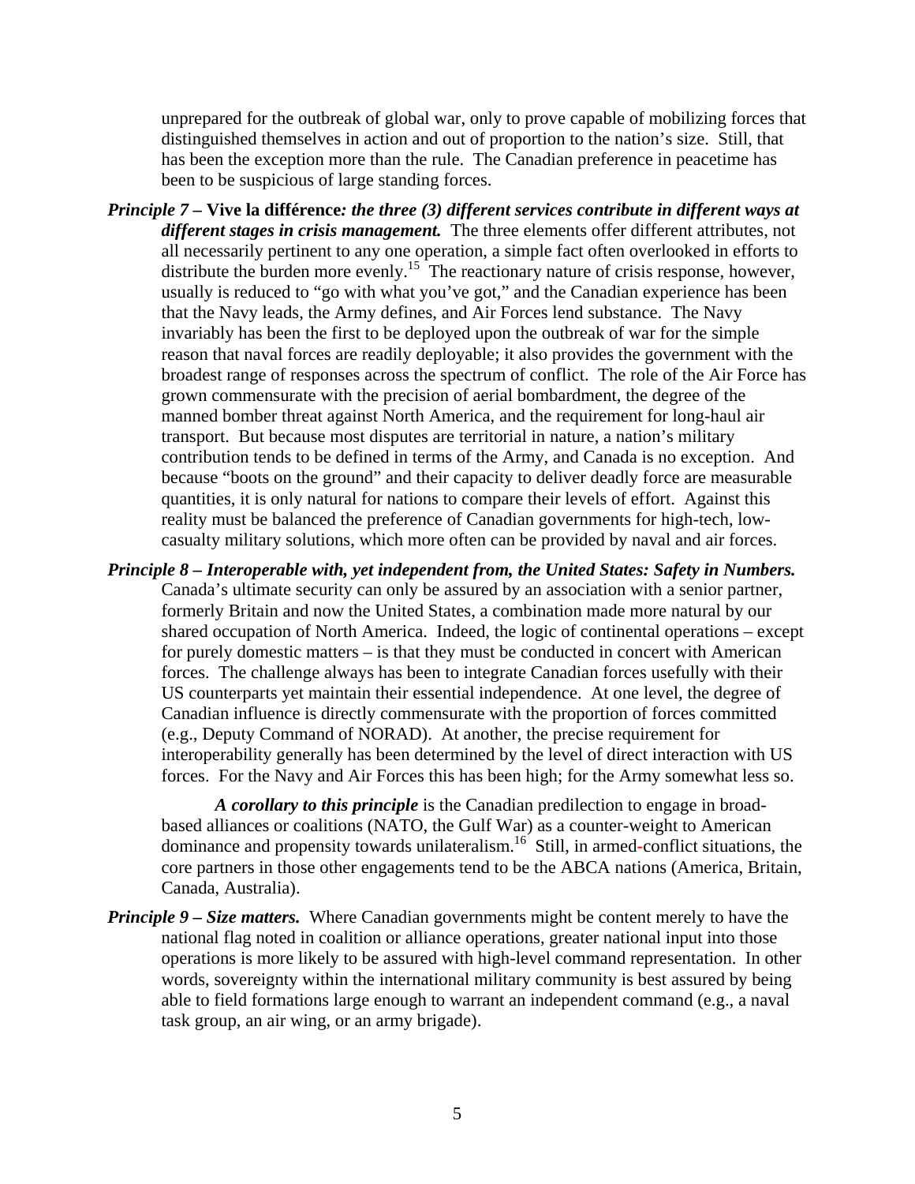unprepared for the outbreak of global war, only to prove capable of mobilizing forces that distinguished themselves in action and out of proportion to the nation's size. Still, that has been the exception more than the rule. The Canadian preference in peacetime has been to be suspicious of large standing forces.

***Principle 7* – Vive la différence*: the three (3) different services contribute in different ways at different stages in crisis management.*** The three elements offer different attributes, not all necessarily pertinent to any one operation, a simple fact often overlooked in efforts to distribute the burden more evenly.[15] The reactionary nature of crisis response, however, usually is reduced to "go with what you've got," and the Canadian experience has been that the Navy leads, the Army defines, and Air Forces lend substance. The Navy invariably has been the first to be deployed upon the outbreak of war for the simple reason that naval forces are readily deployable; it also provides the government with the broadest range of responses across the spectrum of conflict. The role of the Air Force has grown commensurate with the precision of aerial bombardment, the degree of the manned bomber threat against North America, and the requirement for long-haul air transport. But because most disputes are territorial in nature, a nation's military contribution tends to be defined in terms of the Army, and Canada is no exception. And because "boots on the ground" and their capacity to deliver deadly force are measurable quantities, it is only natural for nations to compare their levels of effort. Against this reality must be balanced the preference of Canadian governments for high-tech, low-casualty military solutions, which more often can be provided by naval and air forces.

***Principle 8 – Interoperable with, yet independent from, the United States: Safety in Numbers.*** Canada's ultimate security can only be assured by an association with a senior partner, formerly Britain and now the United States, a combination made more natural by our shared occupation of North America. Indeed, the logic of continental operations – except for purely domestic matters – is that they must be conducted in concert with American forces. The challenge always has been to integrate Canadian forces usefully with their US counterparts yet maintain their essential independence. At one level, the degree of Canadian influence is directly commensurate with the proportion of forces committed (e.g., Deputy Command of NORAD). At another, the precise requirement for interoperability generally has been determined by the level of direct interaction with US forces. For the Navy and Air Forces this has been high; for the Army somewhat less so.

***A corollary to this principle*** is the Canadian predilection to engage in broad-based alliances or coalitions (NATO, the Gulf War) as a counter-weight to American dominance and propensity towards unilateralism.[16] Still, in armed-conflict situations, the core partners in those other engagements tend to be the ABCA nations (America, Britain, Canada, Australia).

***Principle 9 – Size matters.*** Where Canadian governments might be content merely to have the national flag noted in coalition or alliance operations, greater national input into those operations is more likely to be assured with high-level command representation. In other words, sovereignty within the international military community is best assured by being able to field formations large enough to warrant an independent command (e.g., a naval task group, an air wing, or an army brigade).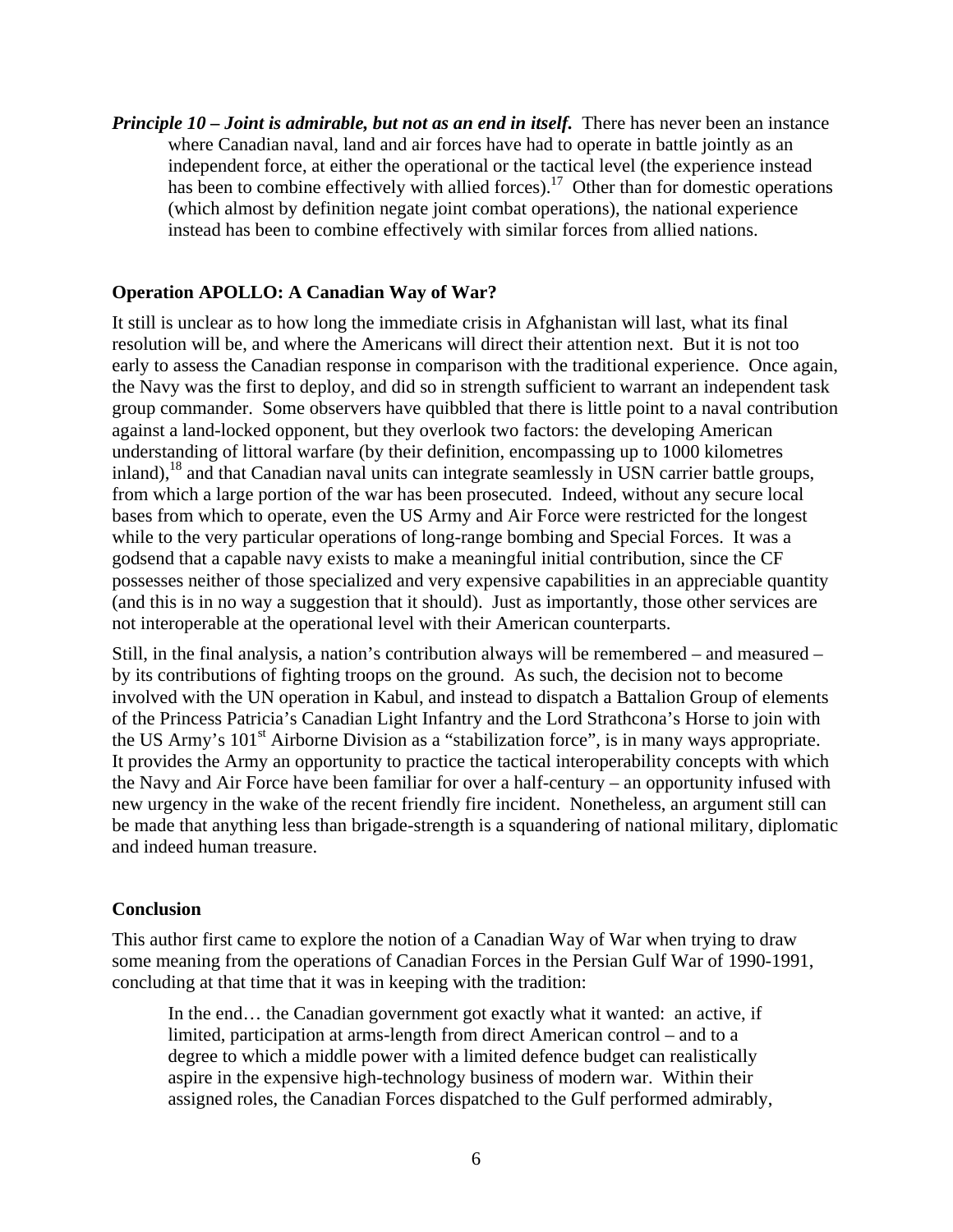***Principle 10 – Joint is admirable, but not as an end in itself.*** There has never been an instance where Canadian naval, land and air forces have had to operate in battle jointly as an independent force, at either the operational or the tactical level (the experience instead has been to combine effectively with allied forces).[17] Other than for domestic operations (which almost by definition negate joint combat operations), the national experience instead has been to combine effectively with similar forces from allied nations.

## Operation APOLLO: A Canadian Way of War?

It still is unclear as to how long the immediate crisis in Afghanistan will last, what its final resolution will be, and where the Americans will direct their attention next. But it is not too early to assess the Canadian response in comparison with the traditional experience. Once again, the Navy was the first to deploy, and did so in strength sufficient to warrant an independent task group commander. Some observers have quibbled that there is little point to a naval contribution against a land-locked opponent, but they overlook two factors: the developing American understanding of littoral warfare (by their definition, encompassing up to 1000 kilometres inland),[18] and that Canadian naval units can integrate seamlessly in USN carrier battle groups, from which a large portion of the war has been prosecuted. Indeed, without any secure local bases from which to operate, even the US Army and Air Force were restricted for the longest while to the very particular operations of long-range bombing and Special Forces. It was a godsend that a capable navy exists to make a meaningful initial contribution, since the CF possesses neither of those specialized and very expensive capabilities in an appreciable quantity (and this is in no way a suggestion that it should). Just as importantly, those other services are not interoperable at the operational level with their American counterparts.

Still, in the final analysis, a nation's contribution always will be remembered – and measured – by its contributions of fighting troops on the ground. As such, the decision not to become involved with the UN operation in Kabul, and instead to dispatch a Battalion Group of elements of the Princess Patricia's Canadian Light Infantry and the Lord Strathcona's Horse to join with the US Army's 101st Airborne Division as a "stabilization force", is in many ways appropriate. It provides the Army an opportunity to practice the tactical interoperability concepts with which the Navy and Air Force have been familiar for over a half-century – an opportunity infused with new urgency in the wake of the recent friendly fire incident. Nonetheless, an argument still can be made that anything less than brigade-strength is a squandering of national military, diplomatic and indeed human treasure.

## Conclusion

This author first came to explore the notion of a Canadian Way of War when trying to draw some meaning from the operations of Canadian Forces in the Persian Gulf War of 1990-1991, concluding at that time that it was in keeping with the tradition:

> In the end… the Canadian government got exactly what it wanted: an active, if limited, participation at arms-length from direct American control – and to a degree to which a middle power with a limited defence budget can realistically aspire in the expensive high-technology business of modern war. Within their assigned roles, the Canadian Forces dispatched to the Gulf performed admirably,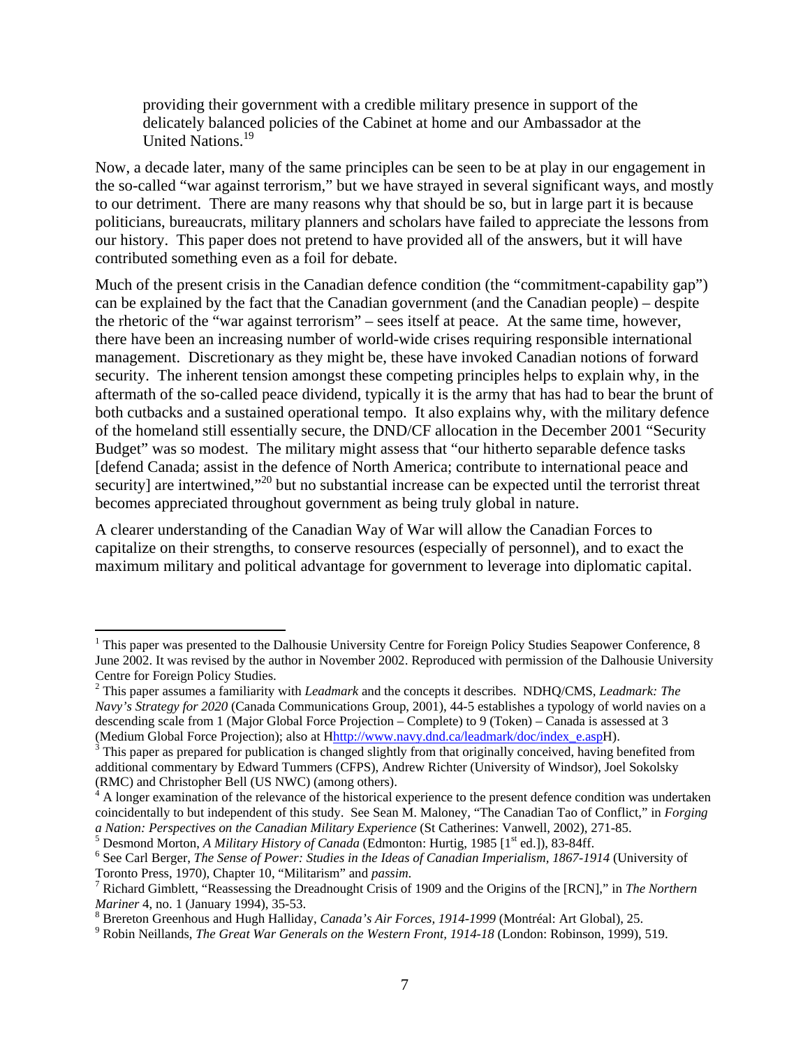providing their government with a credible military presence in support of the delicately balanced policies of the Cabinet at home and our Ambassador at the United Nations.[19]

Now, a decade later, many of the same principles can be seen to be at play in our engagement in the so-called "war against terrorism," but we have strayed in several significant ways, and mostly to our detriment. There are many reasons why that should be so, but in large part it is because politicians, bureaucrats, military planners and scholars have failed to appreciate the lessons from our history. This paper does not pretend to have provided all of the answers, but it will have contributed something even as a foil for debate.

Much of the present crisis in the Canadian defence condition (the "commitment-capability gap") can be explained by the fact that the Canadian government (and the Canadian people) – despite the rhetoric of the "war against terrorism" – sees itself at peace. At the same time, however, there have been an increasing number of world-wide crises requiring responsible international management. Discretionary as they might be, these have invoked Canadian notions of forward security. The inherent tension amongst these competing principles helps to explain why, in the aftermath of the so-called peace dividend, typically it is the army that has had to bear the brunt of both cutbacks and a sustained operational tempo. It also explains why, with the military defence of the homeland still essentially secure, the DND/CF allocation in the December 2001 "Security Budget" was so modest. The military might assess that "our hitherto separable defence tasks [defend Canada; assist in the defence of North America; contribute to international peace and security] are intertwined,"[20] but no substantial increase can be expected until the terrorist threat becomes appreciated throughout government as being truly global in nature.

A clearer understanding of the Canadian Way of War will allow the Canadian Forces to capitalize on their strengths, to conserve resources (especially of personnel), and to exact the maximum military and political advantage for government to leverage into diplomatic capital.

---

[1] This paper was presented to the Dalhousie University Centre for Foreign Policy Studies Seapower Conference, 8 June 2002. It was revised by the author in November 2002. Reproduced with permission of the Dalhousie University Centre for Foreign Policy Studies.

[2] This paper assumes a familiarity with *Leadmark* and the concepts it describes. NDHQ/CMS, *Leadmark: The Navy's Strategy for 2020* (Canada Communications Group, 2001), 44-5 establishes a typology of world navies on a descending scale from 1 (Major Global Force Projection – Complete) to 9 (Token) – Canada is assessed at 3 (Medium Global Force Projection); also at Hhttp://www.navy.dnd.ca/leadmark/doc/index_e.aspH).

[3] This paper as prepared for publication is changed slightly from that originally conceived, having benefited from additional commentary by Edward Tummers (CFPS), Andrew Richter (University of Windsor), Joel Sokolsky (RMC) and Christopher Bell (US NWC) (among others).

[4] A longer examination of the relevance of the historical experience to the present defence condition was undertaken coincidentally to but independent of this study. See Sean M. Maloney, "The Canadian Tao of Conflict," in *Forging a Nation: Perspectives on the Canadian Military Experience* (St Catherines: Vanwell, 2002), 271-85.

[5] Desmond Morton, *A Military History of Canada* (Edmonton: Hurtig, 1985 [1st ed.]), 83-84ff.

[6] See Carl Berger, *The Sense of Power: Studies in the Ideas of Canadian Imperialism, 1867-1914* (University of Toronto Press, 1970), Chapter 10, "Militarism" and *passim*.

[7] Richard Gimblett, "Reassessing the Dreadnought Crisis of 1909 and the Origins of the [RCN]," in *The Northern Mariner* 4, no. 1 (January 1994), 35-53.

[8] Brereton Greenhous and Hugh Halliday, *Canada's Air Forces, 1914-1999* (Montréal: Art Global), 25.

[9] Robin Neillands, *The Great War Generals on the Western Front, 1914-18* (London: Robinson, 1999), 519.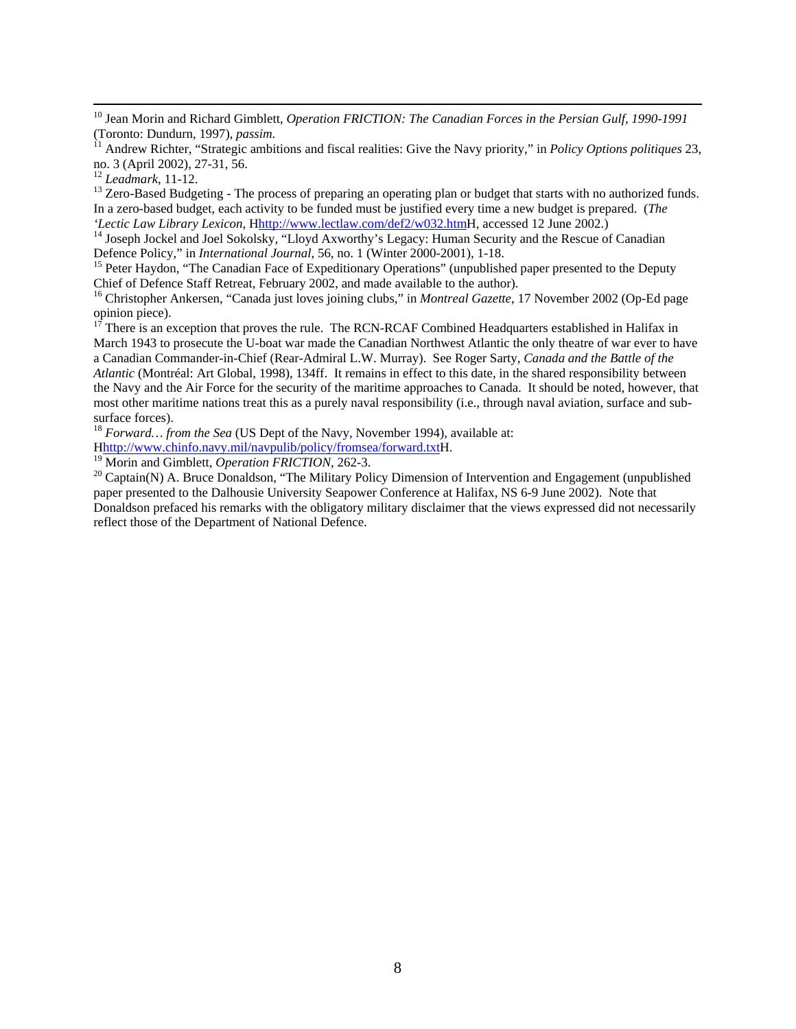[10] Jean Morin and Richard Gimblett, *Operation FRICTION: The Canadian Forces in the Persian Gulf, 1990-1991* (Toronto: Dundurn, 1997), *passim*.

[11] Andrew Richter, "Strategic ambitions and fiscal realities: Give the Navy priority," in *Policy Options politiques* 23, no. 3 (April 2002), 27-31, 56.

[12] *Leadmark*, 11-12.

[13] Zero-Based Budgeting - The process of preparing an operating plan or budget that starts with no authorized funds. In a zero-based budget, each activity to be funded must be justified every time a new budget is prepared. (*The 'Lectic Law Library Lexicon*, Hhttp://www.lectlaw.com/def2/w032.htmH, accessed 12 June 2002.)

[14] Joseph Jockel and Joel Sokolsky, "Lloyd Axworthy's Legacy: Human Security and the Rescue of Canadian Defence Policy," in *International Journal*, 56, no. 1 (Winter 2000-2001), 1-18.

[15] Peter Haydon, "The Canadian Face of Expeditionary Operations" (unpublished paper presented to the Deputy Chief of Defence Staff Retreat, February 2002, and made available to the author).

[16] Christopher Ankersen, "Canada just loves joining clubs," in *Montreal Gazette*, 17 November 2002 (Op-Ed page opinion piece).

[17] There is an exception that proves the rule. The RCN-RCAF Combined Headquarters established in Halifax in March 1943 to prosecute the U-boat war made the Canadian Northwest Atlantic the only theatre of war ever to have a Canadian Commander-in-Chief (Rear-Admiral L.W. Murray). See Roger Sarty, *Canada and the Battle of the Atlantic* (Montréal: Art Global, 1998), 134ff. It remains in effect to this date, in the shared responsibility between the Navy and the Air Force for the security of the maritime approaches to Canada. It should be noted, however, that most other maritime nations treat this as a purely naval responsibility (i.e., through naval aviation, surface and sub-surface forces).

[18] *Forward… from the Sea* (US Dept of the Navy, November 1994), available at: Hhttp://www.chinfo.navy.mil/navpulib/policy/fromsea/forward.txtH.

[19] Morin and Gimblett, *Operation FRICTION*, 262-3.

[20] Captain(N) A. Bruce Donaldson, "The Military Policy Dimension of Intervention and Engagement (unpublished paper presented to the Dalhousie University Seapower Conference at Halifax, NS 6-9 June 2002). Note that Donaldson prefaced his remarks with the obligatory military disclaimer that the views expressed did not necessarily reflect those of the Department of National Defence.